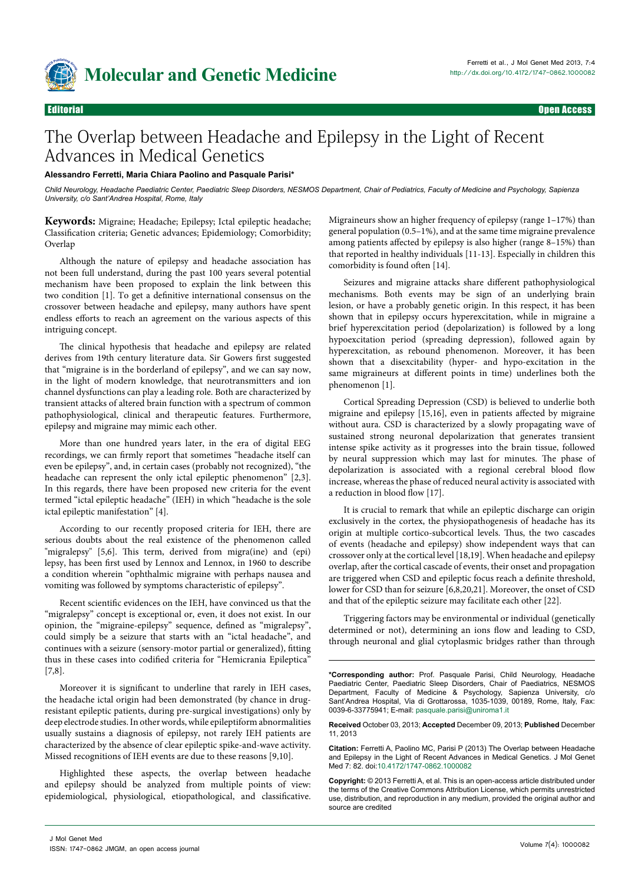Editorial — Open Access

# The Overlap between Headache and Epilepsy in the Light of Recent Advances in Medical Genetics

**Alessandro Ferretti, Maria Chiara Paolino and Pasquale Parisi***

*Child Neurology, Headache Paediatric Center, Paediatric Sleep Disorders, NESMOS Department, Chair of Pediatrics, Faculty of Medicine and Psychology, Sapienza University, c/o Sant'Andrea Hospital, Rome, Italy*

**Keywords:** Migraine; Headache; Epilepsy; Ictal epileptic headache; Classification criteria; Genetic advances; Epidemiology; Comorbidity; Overlap

Although the nature of epilepsy and headache association has not been full understand, during the past 100 years several potential mechanism have been proposed to explain the link between this two condition [1]. To get a definitive international consensus on the crossover between headache and epilepsy, many authors have spent endless efforts to reach an agreement on the various aspects of this intriguing concept.

The clinical hypothesis that headache and epilepsy are related derives from 19th century literature data. Sir Gowers first suggested that "migraine is in the borderland of epilepsy", and we can say now, in the light of modern knowledge, that neurotransmitters and ion channel dysfunctions can play a leading role. Both are characterized by transient attacks of altered brain function with a spectrum of common pathophysiological, clinical and therapeutic features. Furthermore, epilepsy and migraine may mimic each other.

More than one hundred years later, in the era of digital EEG recordings, we can firmly report that sometimes "headache itself can even be epilepsy", and, in certain cases (probably not recognized), "the headache can represent the only ictal epileptic phenomenon" [2,3]. In this regards, there have been proposed new criteria for the event termed "ictal epileptic headache" (IEH) in which "headache is the sole ictal epileptic manifestation" [4].

According to our recently proposed criteria for IEH, there are serious doubts about the real existence of the phenomenon called "migralepsy" [5,6]. This term, derived from migra(ine) and (epi) lepsy, has been first used by Lennox and Lennox, in 1960 to describe a condition wherein "ophthalmic migraine with perhaps nausea and vomiting was followed by symptoms characteristic of epilepsy".

Recent scientific evidences on the IEH, have convinced us that the "migralepsy" concept is exceptional or, even, it does not exist. In our opinion, the "migraine-epilepsy" sequence, defined as "migralepsy", could simply be a seizure that starts with an "ictal headache", and continues with a seizure (sensory-motor partial or generalized), fitting thus in these cases into codified criteria for "Hemicrania Epileptica" [7,8].

Moreover it is significant to underline that rarely in IEH cases, the headache ictal origin had been demonstrated (by chance in drug-resistant epileptic patients, during pre-surgical investigations) only by deep electrode studies. In other words, while epileptiform abnormalities usually sustains a diagnosis of epilepsy, not rarely IEH patients are characterized by the absence of clear epileptic spike-and-wave activity. Missed recognitions of IEH events are due to these reasons [9,10].

Highlighted these aspects, the overlap between headache and epilepsy should be analyzed from multiple points of view: epidemiological, physiological, etiopathological, and classificative. Migraineurs show an higher frequency of epilepsy (range 1–17%) than general population (0.5–1%), and at the same time migraine prevalence among patients affected by epilepsy is also higher (range 8–15%) than that reported in healthy individuals [11-13]. Especially in children this comorbidity is found often [14].

Seizures and migraine attacks share different pathophysiological mechanisms. Both events may be sign of an underlying brain lesion, or have a probably genetic origin. In this respect, it has been shown that in epilepsy occurs hyperexcitation, while in migraine a brief hyperexcitation period (depolarization) is followed by a long hypoexcitation period (spreading depression), followed again by hyperexcitation, as rebound phenomenon. Moreover, it has been shown that a disexcitability (hyper- and hypo-excitation in the same migraineurs at different points in time) underlines both the phenomenon [1].

Cortical Spreading Depression (CSD) is believed to underlie both migraine and epilepsy [15,16], even in patients affected by migraine without aura. CSD is characterized by a slowly propagating wave of sustained strong neuronal depolarization that generates transient intense spike activity as it progresses into the brain tissue, followed by neural suppression which may last for minutes. The phase of depolarization is associated with a regional cerebral blood flow increase, whereas the phase of reduced neural activity is associated with a reduction in blood flow [17].

It is crucial to remark that while an epileptic discharge can origin exclusively in the cortex, the physiopathogenesis of headache has its origin at multiple cortico-subcortical levels. Thus, the two cascades of events (headache and epilepsy) show independent ways that can crossover only at the cortical level [18,19]. When headache and epilepsy overlap, after the cortical cascade of events, their onset and propagation are triggered when CSD and epileptic focus reach a definite threshold, lower for CSD than for seizure [6,8,20,21]. Moreover, the onset of CSD and that of the epileptic seizure may facilitate each other [22].

Triggering factors may be environmental or individual (genetically determined or not), determining an ions flow and leading to CSD, through neuronal and glial cytoplasmic bridges rather than through

---

***Corresponding author:** Prof. Pasquale Parisi, Child Neurology, Headache Paediatric Center, Paediatric Sleep Disorders, Chair of Paediatrics, NESMOS Department, Faculty of Medicine & Psychology, Sapienza University, c/o Sant'Andrea Hospital, Via di Grottarossa, 1035-1039, 00189, Rome, Italy, Fax: 0039-6-33775941; E-mail: pasquale.parisi@uniroma1.it

**Received** October 03, 2013; **Accepted** December 09, 2013; **Published** December 11, 2013

**Citation:** Ferretti A, Paolino MC, Parisi P (2013) The Overlap between Headache and Epilepsy in the Light of Recent Advances in Medical Genetics. J Mol Genet Med 7: 82. doi:10.4172/1747-0862.1000082

**Copyright:** © 2013 Ferretti A, et al. This is an open-access article distributed under the terms of the Creative Commons Attribution License, which permits unrestricted use, distribution, and reproduction in any medium, provided the original author and source are credited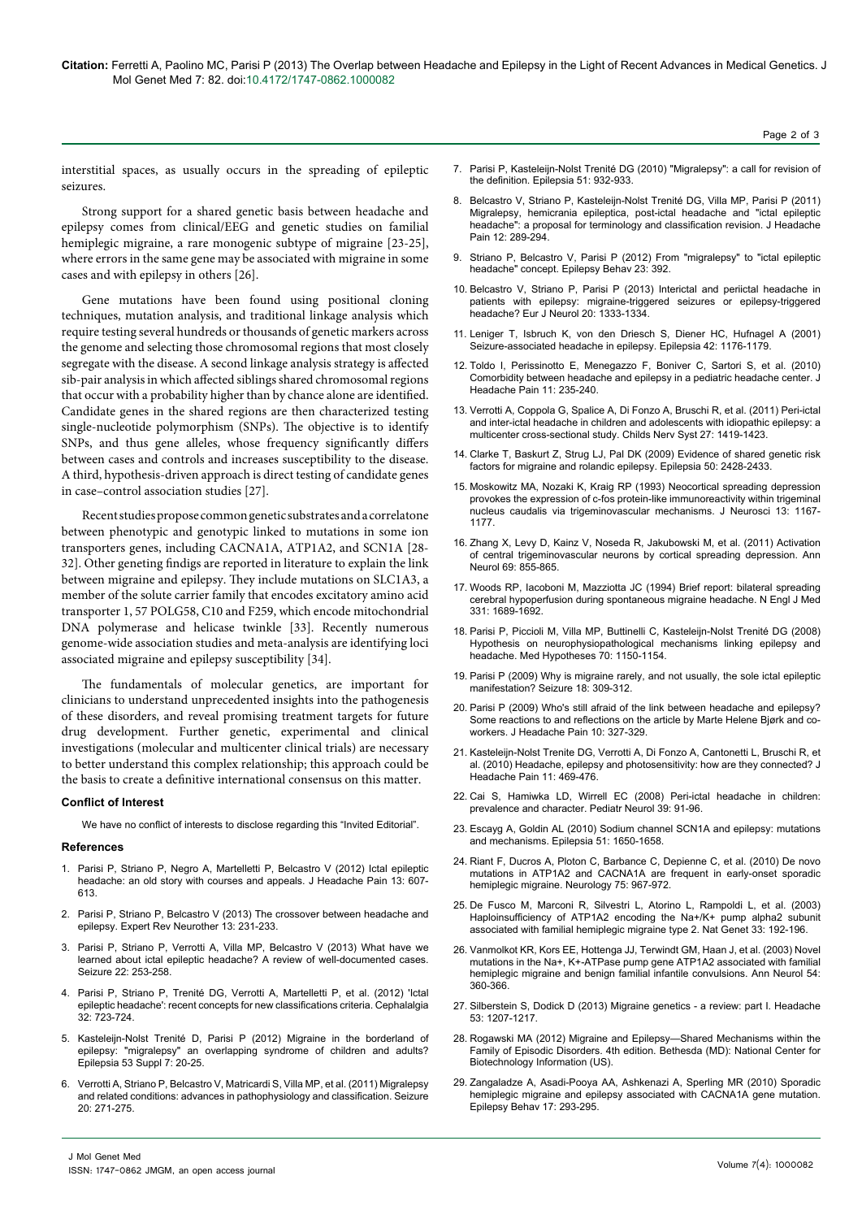interstitial spaces, as usually occurs in the spreading of epileptic seizures.

Strong support for a shared genetic basis between headache and epilepsy comes from clinical/EEG and genetic studies on familial hemiplegic migraine, a rare monogenic subtype of migraine [23-25], where errors in the same gene may be associated with migraine in some cases and with epilepsy in others [26].

Gene mutations have been found using positional cloning techniques, mutation analysis, and traditional linkage analysis which require testing several hundreds or thousands of genetic markers across the genome and selecting those chromosomal regions that most closely segregate with the disease. A second linkage analysis strategy is affected sib-pair analysis in which affected siblings shared chromosomal regions that occur with a probability higher than by chance alone are identified. Candidate genes in the shared regions are then characterized testing single-nucleotide polymorphism (SNPs). The objective is to identify SNPs, and thus gene alleles, whose frequency significantly differs between cases and controls and increases susceptibility to the disease. A third, hypothesis-driven approach is direct testing of candidate genes in case–control association studies [27].

Recent studies propose common genetic substrates and a correlatone between phenotypic and genotypic linked to mutations in some ion transporters genes, including CACNA1A, ATP1A2, and SCN1A [28-32]. Other geneting findigs are reported in literature to explain the link between migraine and epilepsy. They include mutations on SLC1A3, a member of the solute carrier family that encodes excitatory amino acid transporter 1, 57 POLG58, C10 and F259, which encode mitochondrial DNA polymerase and helicase twinkle [33]. Recently numerous genome-wide association studies and meta-analysis are identifying loci associated migraine and epilepsy susceptibility [34].

The fundamentals of molecular genetics, are important for clinicians to understand unprecedented insights into the pathogenesis of these disorders, and reveal promising treatment targets for future drug development. Further genetic, experimental and clinical investigations (molecular and multicenter clinical trials) are necessary to better understand this complex relationship; this approach could be the basis to create a definitive international consensus on this matter.

#### Conflict of Interest

We have no conflict of interests to disclose regarding this "Invited Editorial".

#### References

1. Parisi P, Striano P, Negro A, Martelletti P, Belcastro V (2012) Ictal epileptic headache: an old story with courses and appeals. J Headache Pain 13: 607-613.
2. Parisi P, Striano P, Belcastro V (2013) The crossover between headache and epilepsy. Expert Rev Neurother 13: 231-233.
3. Parisi P, Striano P, Verrotti A, Villa MP, Belcastro V (2013) What have we learned about ictal epileptic headache? A review of well-documented cases. Seizure 22: 253-258.
4. Parisi P, Striano P, Trenité DG, Verrotti A, Martelletti P, et al. (2012) 'Ictal epileptic headache': recent concepts for new classifications criteria. Cephalalgia 32: 723-724.
5. Kasteleijn-Nolst Trenité D, Parisi P (2012) Migraine in the borderland of epilepsy: "migralepsy" an overlapping syndrome of children and adults? Epilepsia 53 Suppl 7: 20-25.
6. Verrotti A, Striano P, Belcastro V, Matricardi S, Villa MP, et al. (2011) Migralepsy and related conditions: advances in pathophysiology and classification. Seizure 20: 271-275.
7. Parisi P, Kasteleijn-Nolst Trenité DG (2010) "Migralepsy": a call for revision of the definition. Epilepsia 51: 932-933.
8. Belcastro V, Striano P, Kasteleijn-Nolst Trenité DG, Villa MP, Parisi P (2011) Migralepsy, hemicrania epileptica, post-ictal headache and "ictal epileptic headache": a proposal for terminology and classification revision. J Headache Pain 12: 289-294.
9. Striano P, Belcastro V, Parisi P (2012) From "migralepsy" to "ictal epileptic headache" concept. Epilepsy Behav 23: 392.
10. Belcastro V, Striano P, Parisi P (2013) Interictal and periictal headache in patients with epilepsy: migraine-triggered seizures or epilepsy-triggered headache? Eur J Neurol 20: 1333-1334.
11. Leniger T, Isbruch K, von den Driesch S, Diener HC, Hufnagel A (2001) Seizure-associated headache in epilepsy. Epilepsia 42: 1176-1179.
12. Toldo I, Perissinotto E, Menegazzo F, Boniver C, Sartori S, et al. (2010) Comorbidity between headache and epilepsy in a pediatric headache center. J Headache Pain 11: 235-240.
13. Verrotti A, Coppola G, Spalice A, Di Fonzo A, Bruschi R, et al. (2011) Peri-ictal and inter-ictal headache in children and adolescents with idiopathic epilepsy: a multicenter cross-sectional study. Childs Nerv Syst 27: 1419-1423.
14. Clarke T, Baskurt Z, Strug LJ, Pal DK (2009) Evidence of shared genetic risk factors for migraine and rolandic epilepsy. Epilepsia 50: 2428-2433.
15. Moskowitz MA, Nozaki K, Kraig RP (1993) Neocortical spreading depression provokes the expression of c-fos protein-like immunoreactivity within trigeminal nucleus caudalis via trigeminovascular mechanisms. J Neurosci 13: 1167-1177.
16. Zhang X, Levy D, Kainz V, Noseda R, Jakubowski M, et al. (2011) Activation of central trigeminovascular neurons by cortical spreading depression. Ann Neurol 69: 855-865.
17. Woods RP, Iacoboni M, Mazziotta JC (1994) Brief report: bilateral spreading cerebral hypoperfusion during spontaneous migraine headache. N Engl J Med 331: 1689-1692.
18. Parisi P, Piccioli M, Villa MP, Buttinelli C, Kasteleijn-Nolst Trenité DG (2008) Hypothesis on neurophysiopathological mechanisms linking epilepsy and headache. Med Hypotheses 70: 1150-1154.
19. Parisi P (2009) Why is migraine rarely, and not usually, the sole ictal epileptic manifestation? Seizure 18: 309-312.
20. Parisi P (2009) Who's still afraid of the link between headache and epilepsy? Some reactions to and reflections on the article by Marte Helene Bjørk and co-workers. J Headache Pain 10: 327-329.
21. Kasteleijn-Nolst Trenite DG, Verrotti A, Di Fonzo A, Cantonetti L, Bruschi R, et al. (2010) Headache, epilepsy and photosensitivity: how are they connected? J Headache Pain 11: 469-476.
22. Cai S, Hamiwka LD, Wirrell EC (2008) Peri-ictal headache in children: prevalence and character. Pediatr Neurol 39: 91-96.
23. Escayg A, Goldin AL (2010) Sodium channel SCN1A and epilepsy: mutations and mechanisms. Epilepsia 51: 1650-1658.
24. Riant F, Ducros A, Ploton C, Barbance C, Depienne C, et al. (2010) De novo mutations in ATP1A2 and CACNA1A are frequent in early-onset sporadic hemiplegic migraine. Neurology 75: 967-972.
25. De Fusco M, Marconi R, Silvestri L, Atorino L, Rampoldi L, et al. (2003) Haploinsufficiency of ATP1A2 encoding the Na+/K+ pump alpha2 subunit associated with familial hemiplegic migraine type 2. Nat Genet 33: 192-196.
26. Vanmolkot KR, Kors EE, Hottenga JJ, Terwindt GM, Haan J, et al. (2003) Novel mutations in the Na+, K+-ATPase pump gene ATP1A2 associated with familial hemiplegic migraine and benign familial infantile convulsions. Ann Neurol 54: 360-366.
27. Silberstein S, Dodick D (2013) Migraine genetics - a review: part I. Headache 53: 1207-1217.
28. Rogawski MA (2012) Migraine and Epilepsy—Shared Mechanisms within the Family of Episodic Disorders. 4th edition. Bethesda (MD): National Center for Biotechnology Information (US).
29. Zangaladze A, Asadi-Pooya AA, Ashkenazi A, Sperling MR (2010) Sporadic hemiplegic migraine and epilepsy associated with CACNA1A gene mutation. Epilepsy Behav 17: 293-295.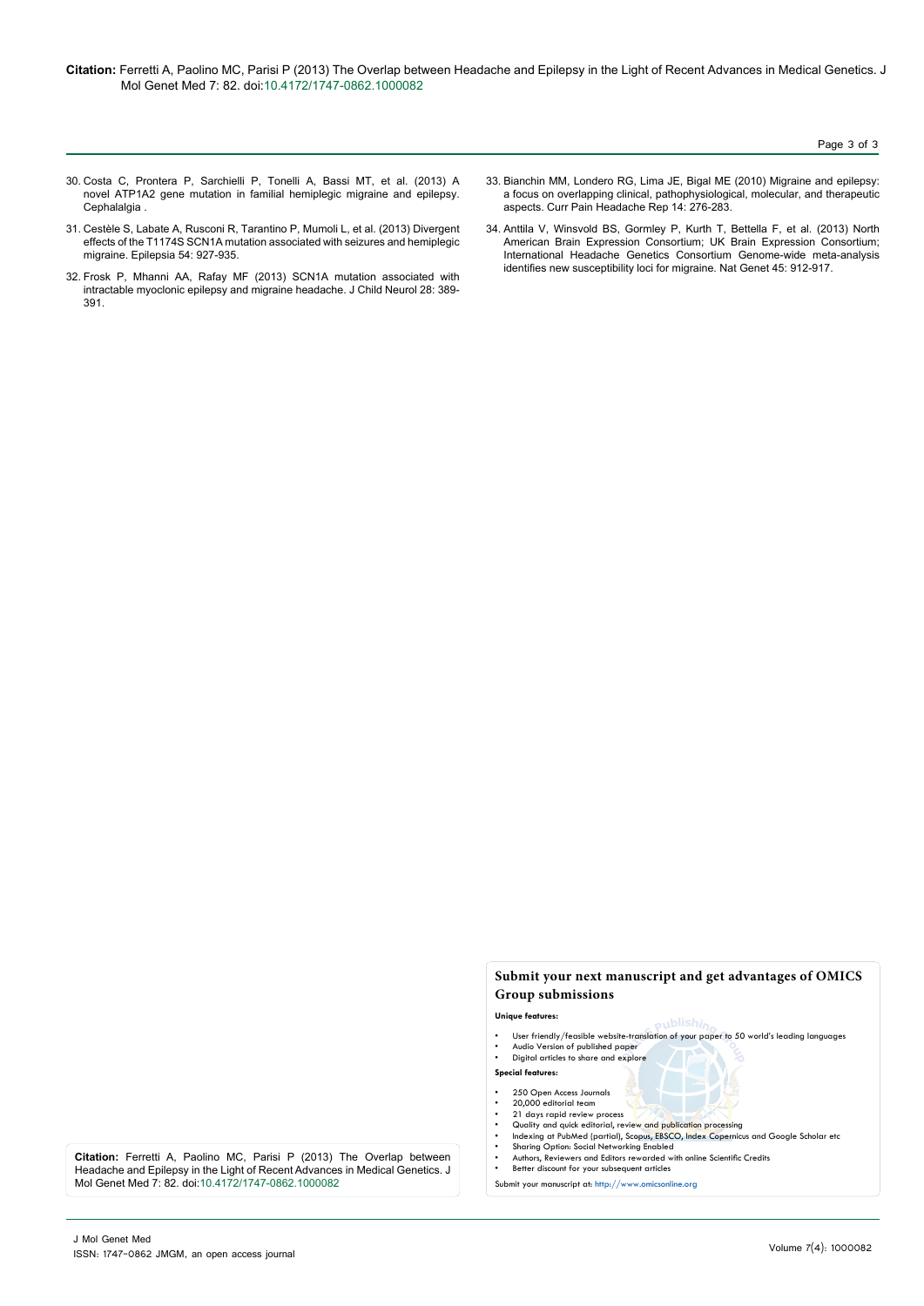30. Costa C, Prontera P, Sarchielli P, Tonelli A, Bassi MT, et al. (2013) A novel ATP1A2 gene mutation in familial hemiplegic migraine and epilepsy. Cephalalgia .

31. Cestèle S, Labate A, Rusconi R, Tarantino P, Mumoli L, et al. (2013) Divergent effects of the T1174S SCN1A mutation associated with seizures and hemiplegic migraine. Epilepsia 54: 927-935.

32. Frosk P, Mhanni AA, Rafay MF (2013) SCN1A mutation associated with intractable myoclonic epilepsy and migraine headache. J Child Neurol 28: 389-391.

33. Bianchin MM, Londero RG, Lima JE, Bigal ME (2010) Migraine and epilepsy: a focus on overlapping clinical, pathophysiological, molecular, and therapeutic aspects. Curr Pain Headache Rep 14: 276-283.

34. Anttila V, Winsvold BS, Gormley P, Kurth T, Bettella F, et al. (2013) North American Brain Expression Consortium; UK Brain Expression Consortium; International Headache Genetics Consortium Genome-wide meta-analysis identifies new susceptibility loci for migraine. Nat Genet 45: 912-917.

**Citation:** Ferretti A, Paolino MC, Parisi P (2013) The Overlap between Headache and Epilepsy in the Light of Recent Advances in Medical Genetics. J Mol Genet Med 7: 82. doi:10.4172/1747-0862.1000082

**Submit your next manuscript and get advantages of OMICS Group submissions**

**Unique features:**

- User friendly/feasible website-translation of your paper to 50 world's leading languages
- Audio Version of published paper
- Digital articles to share and explore

**Special features:**

- 250 Open Access Journals
- 20,000 editorial team
- 21 days rapid review process
- Quality and quick editorial, review and publication processing
- Indexing at PubMed (partial), Scopus, EBSCO, Index Copernicus and Google Scholar etc
- Sharing Option: Social Networking Enabled
- Authors, Reviewers and Editors rewarded with online Scientific Credits
- Better discount for your subsequent articles

Submit your manuscript at: http://www.omicsonline.org